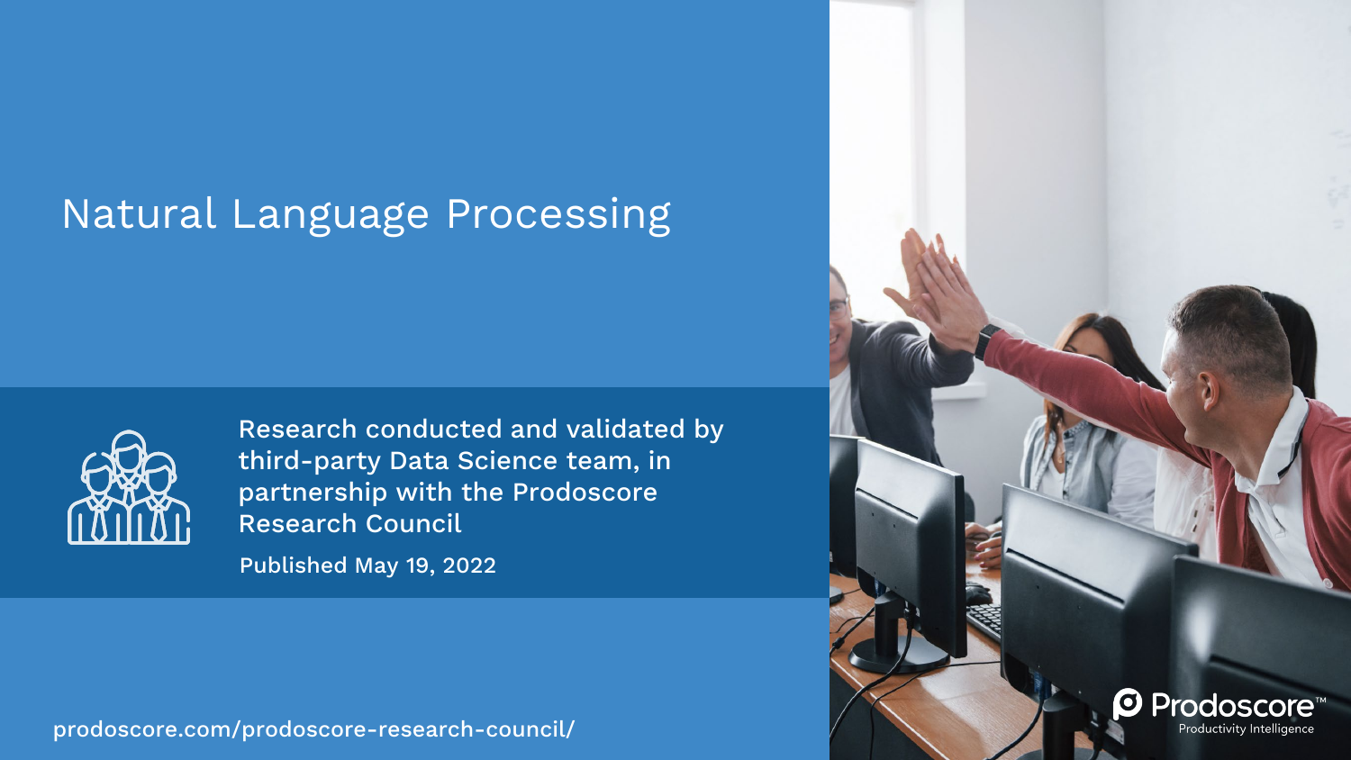# Natural Language Processing

Research conducted and validated by third-party Data Science team, in partnership with the Prodoscore Research Council

Published May 19, 2022

prodoscore.com/prodoscore-research-council/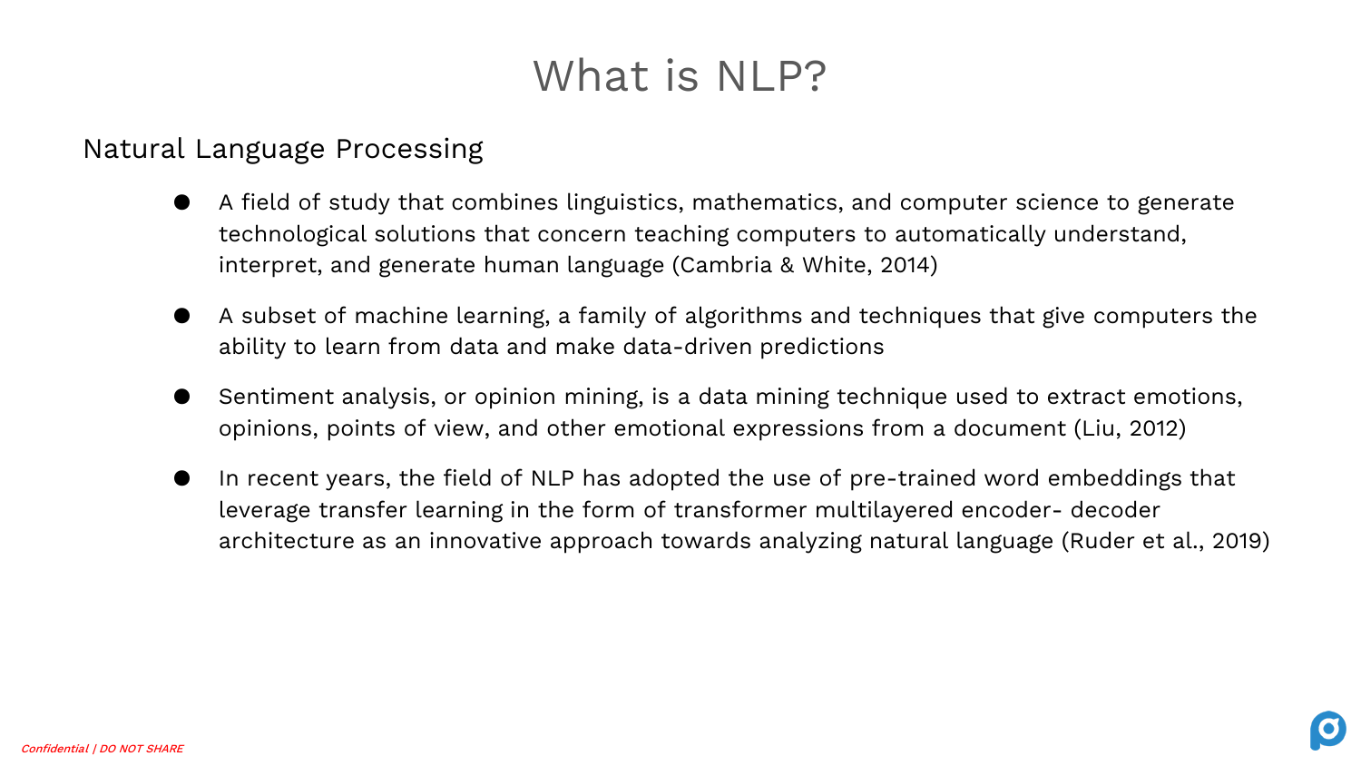# What is NLP?

Natural Language Processing

- A field of study that combines linguistics, mathematics, and computer science to generate technological solutions that concern teaching computers to automatically understand, interpret, and generate human language (Cambria & White, 2014)
- A subset of machine learning, a family of algorithms and techniques that give computers the ability to learn from data and make data-driven predictions
- Sentiment analysis, or opinion mining, is a data mining technique used to extract emotions, opinions, points of view, and other emotional expressions from a document (Liu, 2012)
- In recent years, the field of NLP has adopted the use of pre-trained word embeddings that leverage transfer learning in the form of transformer multilayered encoder- decoder architecture as an innovative approach towards analyzing natural language (Ruder et al., 2019)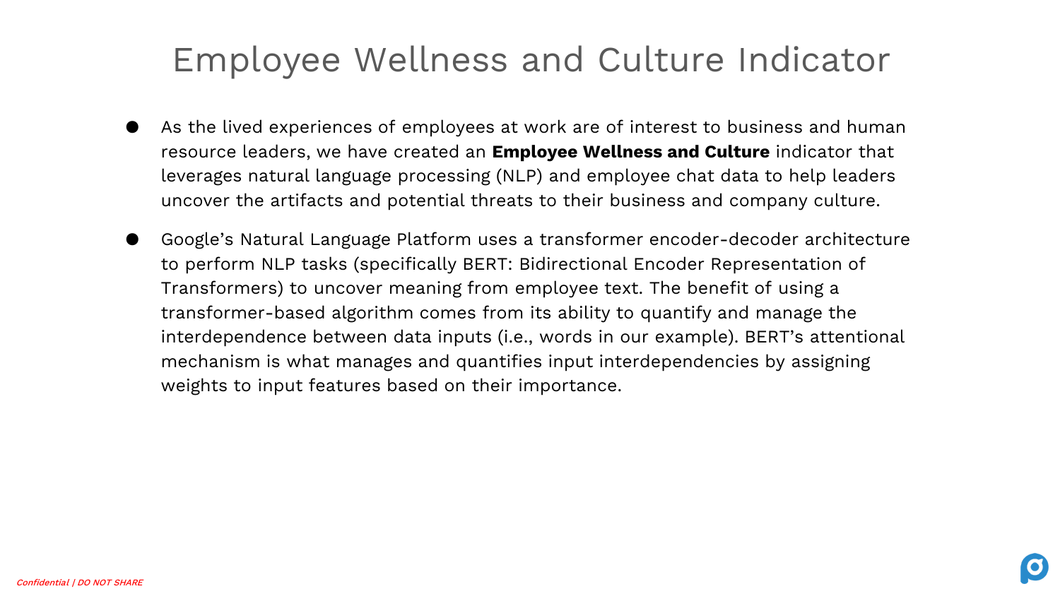# Employee Wellness and Culture Indicator

- As the lived experiences of employees at work are of interest to business and human resource leaders, we have created an **Employee Wellness and Culture** indicator that leverages natural language processing (NLP) and employee chat data to help leaders uncover the artifacts and potential threats to their business and company culture.
- Google's Natural Language Platform uses a transformer encoder-decoder architecture to perform NLP tasks (specifically BERT: Bidirectional Encoder Representation of Transformers) to uncover meaning from employee text. The benefit of using a transformer-based algorithm comes from its ability to quantify and manage the interdependence between data inputs (i.e., words in our example). BERT's attentional mechanism is what manages and quantifies input interdependencies by assigning weights to input features based on their importance.

*Confidential | DO NOT SHARE*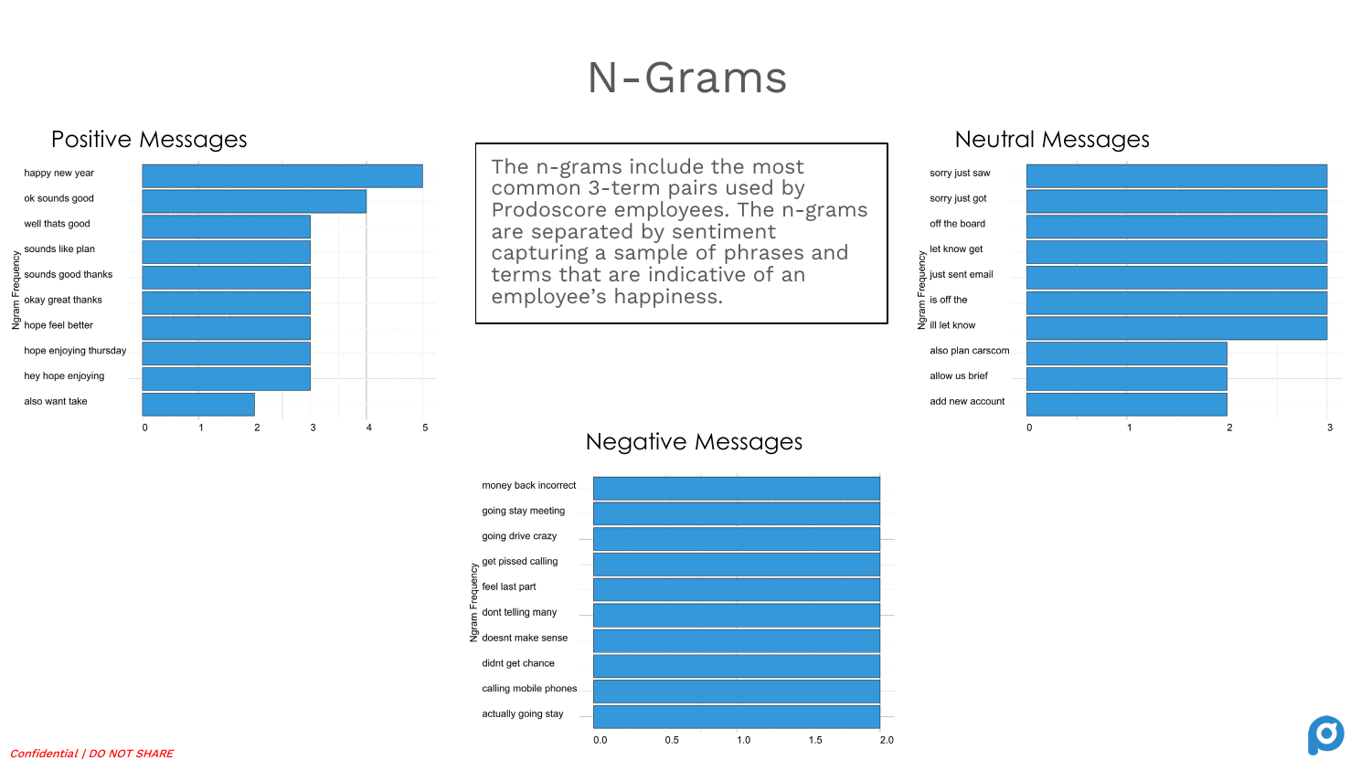# N-Grams

The n-grams include the most common 3-term pairs used by Prodoscore employees. The n-grams are separated by sentiment capturing a sample of phrases and terms that are indicative of an employee's happiness.

## Positive Messages

Ngram Frequency

happy new year
ok sounds good
well thats good
sounds like plan
sounds good thanks
okay great thanks
hope feel better
hope enjoying thursday
hey hope enjoying
also want take

0 1 2 3 4 5

## Neutral Messages

Ngram Frequency

sorry just saw
sorry just got
off the board
let know get
just sent email
is off the
ill let know
also plan carscom
allow us brief
add new account

0 1 2 3

## Negative Messages

Ngram Frequency

money back incorrect
going stay meeting
going drive crazy
get pissed calling
feel last part
dont telling many
doesnt make sense
didnt get chance
calling mobile phones
actually going stay

0.0 0.5 1.0 1.5 2.0

*Confidential | DO NOT SHARE*